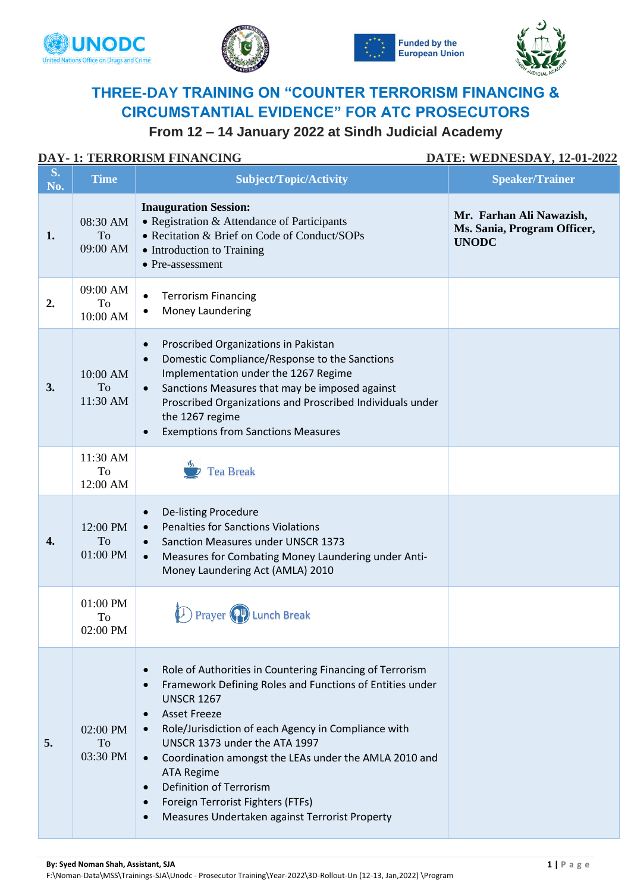United Nations Office on Drugs and Crime

Funded by the European Union

# THREE-DAY TRAINING ON "COUNTER TERRORISM FINANCING & CIRCUMSTANTIAL EVIDENCE" FOR ATC PROSECUTORS

## From 12 – 14 January 2022 at Sindh Judicial Academy

**DAY- 1: TERRORISM FINANCING** **DATE: WEDNESDAY, 12-01-2022**

| S. No. | Time | Subject/Topic/Activity | Speaker/Trainer |
|---|---|---|---|
| 1. | 08:30 AM To 09:00 AM | **Inauguration Session:**<br>• Registration & Attendance of Participants<br>• Recitation & Brief on Code of Conduct/SOPs<br>• Introduction to Training<br>• Pre-assessment | **Mr. Farhan Ali Nawazish, Ms. Sania, Program Officer, UNODC** |
| 2. | 09:00 AM To 10:00 AM | • Terrorism Financing<br>• Money Laundering | |
| 3. | 10:00 AM To 11:30 AM | • Proscribed Organizations in Pakistan<br>• Domestic Compliance/Response to the Sanctions Implementation under the 1267 Regime<br>• Sanctions Measures that may be imposed against Proscribed Organizations and Proscribed Individuals under the 1267 regime<br>• Exemptions from Sanctions Measures | |
| | 11:30 AM To 12:00 AM | Tea Break | |
| 4. | 12:00 PM To 01:00 PM | • De-listing Procedure<br>• Penalties for Sanctions Violations<br>• Sanction Measures under UNSCR 1373<br>• Measures for Combating Money Laundering under Anti-Money Laundering Act (AMLA) 2010 | |
| | 01:00 PM To 02:00 PM | Prayer Lunch Break | |
| 5. | 02:00 PM To 03:30 PM | • Role of Authorities in Countering Financing of Terrorism<br>• Framework Defining Roles and Functions of Entities under UNSCR 1267<br>• Asset Freeze<br>• Role/Jurisdiction of each Agency in Compliance with UNSCR 1373 under the ATA 1997<br>• Coordination amongst the LEAs under the AMLA 2010 and ATA Regime<br>• Definition of Terrorism<br>• Foreign Terrorist Fighters (FTFs)<br>• Measures Undertaken against Terrorist Property | |

**By: Syed Noman Shah, Assistant, SJA**

F:\Noman-Data\MSS\Trainings-SJA\Unodc - Prosecutor Training\Year-2022\3D-Rollout-Un (12-13, Jan,2022) \Program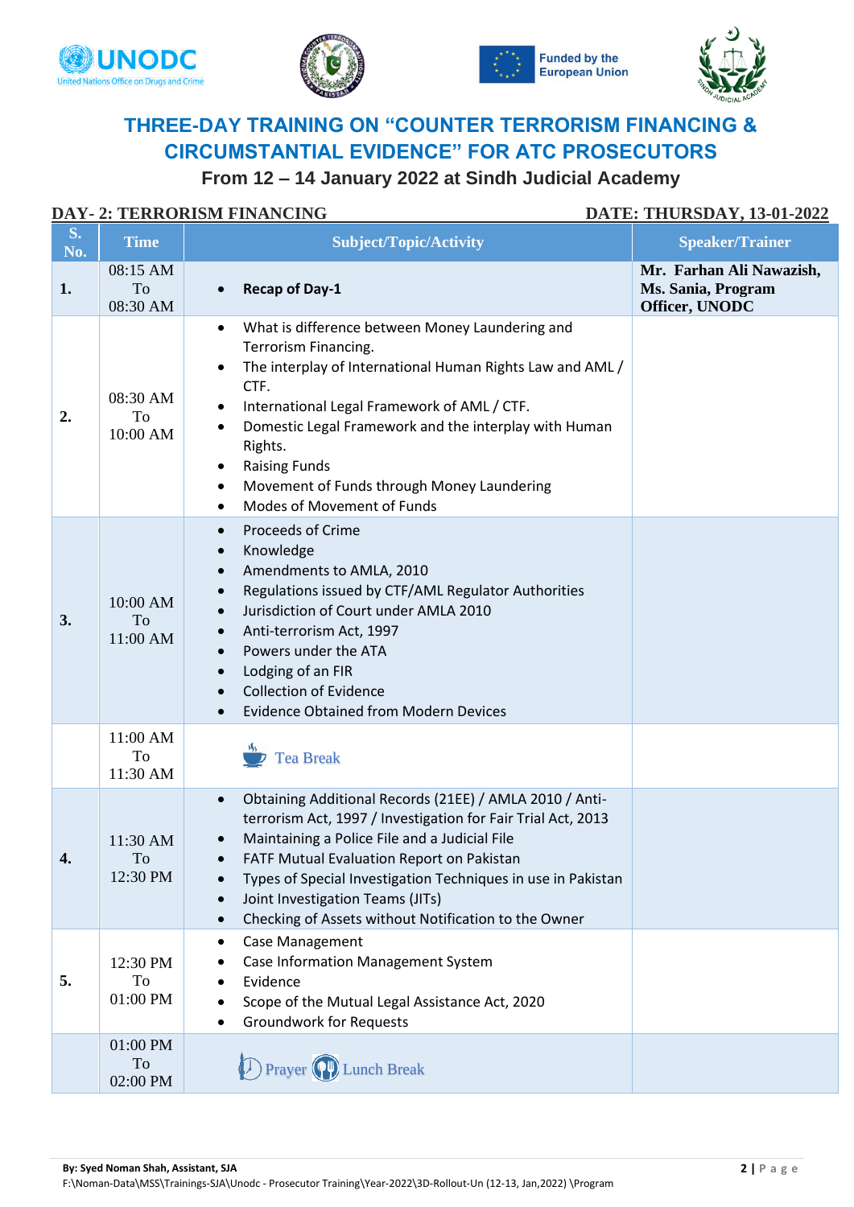UNODC United Nations Office on Drugs and Crime

Funded by the European Union

# THREE-DAY TRAINING ON "COUNTER TERRORISM FINANCING & CIRCUMSTANTIAL EVIDENCE" FOR ATC PROSECUTORS

## From 12 – 14 January 2022 at Sindh Judicial Academy

**DAY- 2: TERRORISM FINANCING** **DATE: THURSDAY, 13-01-2022**

| S. No. | Time | Subject/Topic/Activity | Speaker/Trainer |
|---|---|---|---|
| **1.** | 08:15 AM To 08:30 AM | • **Recap of Day-1** | **Mr. Farhan Ali Nawazish, Ms. Sania, Program Officer, UNODC** |
| **2.** | 08:30 AM To 10:00 AM | • What is difference between Money Laundering and Terrorism Financing.<br>• The interplay of International Human Rights Law and AML / CTF.<br>• International Legal Framework of AML / CTF.<br>• Domestic Legal Framework and the interplay with Human Rights.<br>• Raising Funds<br>• Movement of Funds through Money Laundering<br>• Modes of Movement of Funds | |
| **3.** | 10:00 AM To 11:00 AM | • Proceeds of Crime<br>• Knowledge<br>• Amendments to AMLA, 2010<br>• Regulations issued by CTF/AML Regulator Authorities<br>• Jurisdiction of Court under AMLA 2010<br>• Anti-terrorism Act, 1997<br>• Powers under the ATA<br>• Lodging of an FIR<br>• Collection of Evidence<br>• Evidence Obtained from Modern Devices | |
| | 11:00 AM To 11:30 AM | Tea Break | |
| **4.** | 11:30 AM To 12:30 PM | • Obtaining Additional Records (21EE) / AMLA 2010 / Anti-terrorism Act, 1997 / Investigation for Fair Trial Act, 2013<br>• Maintaining a Police File and a Judicial File<br>• FATF Mutual Evaluation Report on Pakistan<br>• Types of Special Investigation Techniques in use in Pakistan<br>• Joint Investigation Teams (JITs)<br>• Checking of Assets without Notification to the Owner | |
| **5.** | 12:30 PM To 01:00 PM | • Case Management<br>• Case Information Management System<br>• Evidence<br>• Scope of the Mutual Legal Assistance Act, 2020<br>• Groundwork for Requests | |
| | 01:00 PM To 02:00 PM | Prayer Lunch Break | |

By: Syed Noman Shah, Assistant, SJA

F:\Noman-Data\MSS\Trainings-SJA\Unodc - Prosecutor Training\Year-2022\3D-Rollout-Un (12-13, Jan,2022) \Program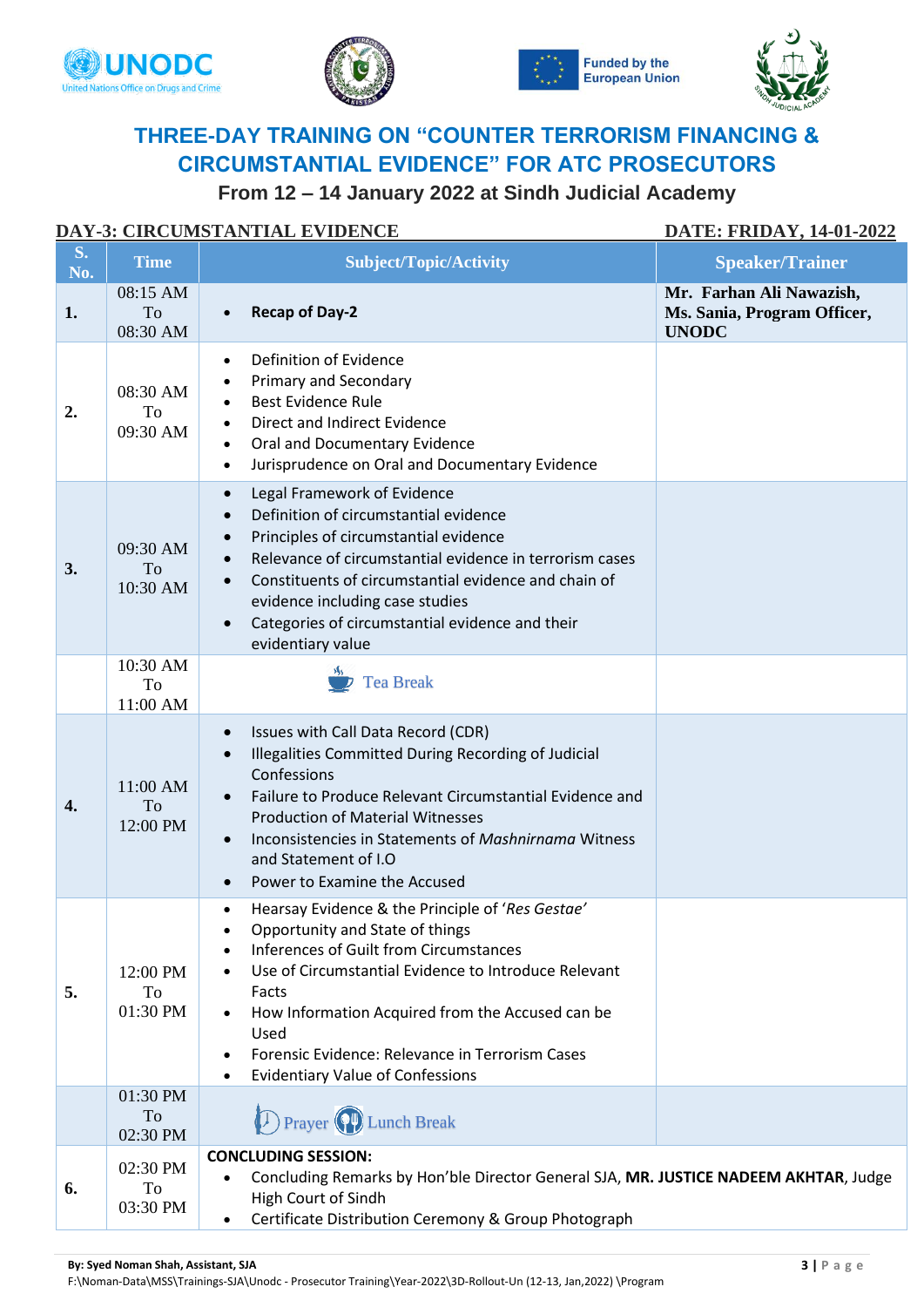UNODC United Nations Office on Drugs and Crime

Funded by the European Union

# THREE-DAY TRAINING ON "COUNTER TERRORISM FINANCING & CIRCUMSTANTIAL EVIDENCE" FOR ATC PROSECUTORS

## From 12 – 14 January 2022 at Sindh Judicial Academy

**DAY-3: CIRCUMSTANTIAL EVIDENCE** **DATE: FRIDAY, 14-01-2022**

| S. No. | Time | Subject/Topic/Activity | Speaker/Trainer |
|---|---|---|---|
| **1.** | 08:15 AM To 08:30 AM | • **Recap of Day-2** | **Mr. Farhan Ali Nawazish, Ms. Sania, Program Officer, UNODC** |
| **2.** | 08:30 AM To 09:30 AM | • Definition of Evidence<br>• Primary and Secondary<br>• Best Evidence Rule<br>• Direct and Indirect Evidence<br>• Oral and Documentary Evidence<br>• Jurisprudence on Oral and Documentary Evidence | |
| **3.** | 09:30 AM To 10:30 AM | • Legal Framework of Evidence<br>• Definition of circumstantial evidence<br>• Principles of circumstantial evidence<br>• Relevance of circumstantial evidence in terrorism cases<br>• Constituents of circumstantial evidence and chain of evidence including case studies<br>• Categories of circumstantial evidence and their evidentiary value | |
| | 10:30 AM To 11:00 AM | Tea Break | |
| **4.** | 11:00 AM To 12:00 PM | • Issues with Call Data Record (CDR)<br>• Illegalities Committed During Recording of Judicial Confessions<br>• Failure to Produce Relevant Circumstantial Evidence and Production of Material Witnesses<br>• Inconsistencies in Statements of *Mashnirnama* Witness and Statement of I.O<br>• Power to Examine the Accused | |
| **5.** | 12:00 PM To 01:30 PM | • Hearsay Evidence & the Principle of '*Res Gestae'*<br>• Opportunity and State of things<br>• Inferences of Guilt from Circumstances<br>• Use of Circumstantial Evidence to Introduce Relevant Facts<br>• How Information Acquired from the Accused can be Used<br>• Forensic Evidence: Relevance in Terrorism Cases<br>• Evidentiary Value of Confessions | |
| | 01:30 PM To 02:30 PM | Prayer Lunch Break | |
| **6.** | 02:30 PM To 03:30 PM | **CONCLUDING SESSION:**<br>• Concluding Remarks by Hon'ble Director General SJA, **MR. JUSTICE NADEEM AKHTAR**, Judge High Court of Sindh<br>• Certificate Distribution Ceremony & Group Photograph | |

**By: Syed Noman Shah, Assistant, SJA**

F:\Noman-Data\MSS\Trainings-SJA\Unodc - Prosecutor Training\Year-2022\3D-Rollout-Un (12-13, Jan,2022) \Program